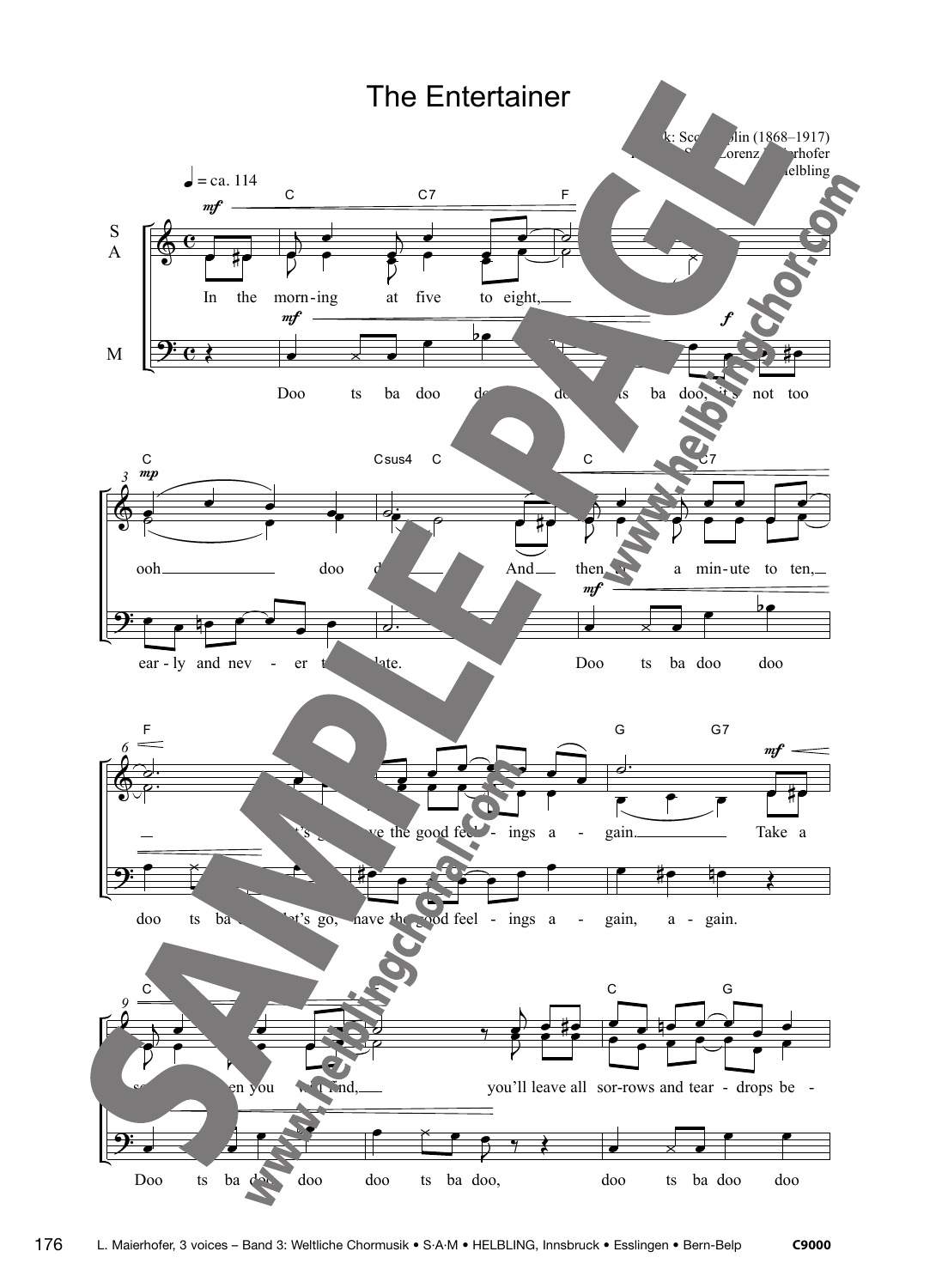# The Entertainer

Musik: Scott Joplin (1868–1917)
Satz: Lorenz Maierhofer
© Helbling

♩ = ca. 114

**S A:**
In the morn-ing at five to eight, ooh doo d... And then a min-ute to ten, ... let's go, have the good feel-ings a-gain. Take a ... you will find, you'll leave all sor-rows and tear-drops be-

**M:**
Doo ts ba doo doo ... doo ts ba doo, it's not too ear-ly and nev-er too late. Doo ts ba doo doo doo ts ba ... let's go, have the good feel-ings a-gain, a-gain. Doo ts ba doo doo doo ts ba doo, doo ts ba doo doo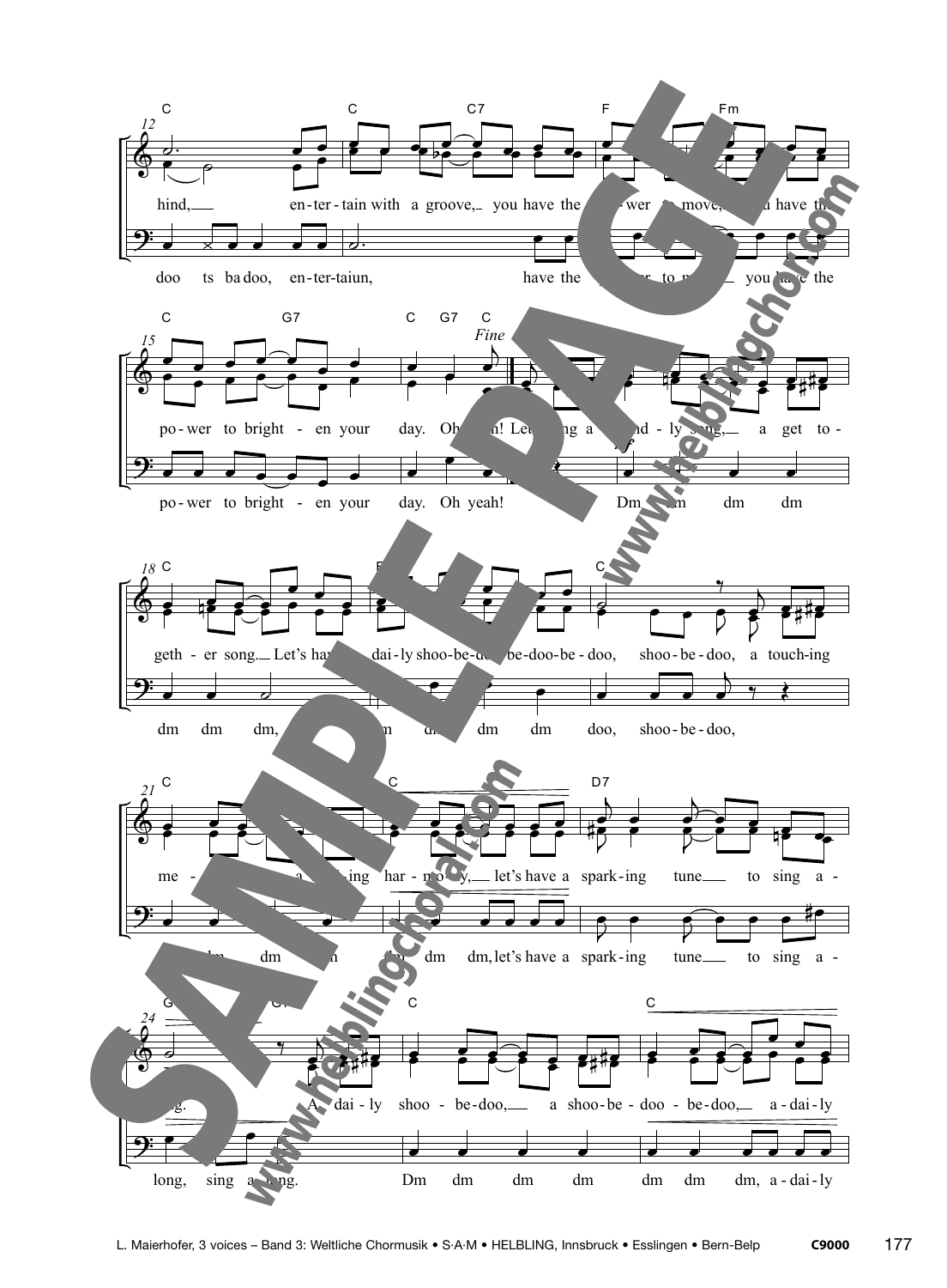hind, en-ter-tain with a groove, you have the power to move, you have the

doo ts ba doo, en-ter-taiun, have the power to move, you have the

po-wer to bright-en your day. Oh yeah! Let's sing a friend-ly song, a get to-

po-wer to bright-en your day. Oh yeah! Dm dm dm dm

*Fine*

geth-er song. Let's have a dai-ly shoo-be-doo be-doo-be-doo, shoo-be-doo, a touch-ing

dm dm dm, dm dm dm dm doo, shoo-be-doo,

me-lo-dy, a lov-ing har-mo-ny, let's have a spark-ing tune to sing a-

dm dm dm dm dm dm, let's have a spark-ing tune to sing a-

long. A dai-ly shoo-be-doo, a shoo-be-doo-be-doo, a-dai-ly

long, sing a-long. Dm dm dm dm dm dm dm, a-dai-ly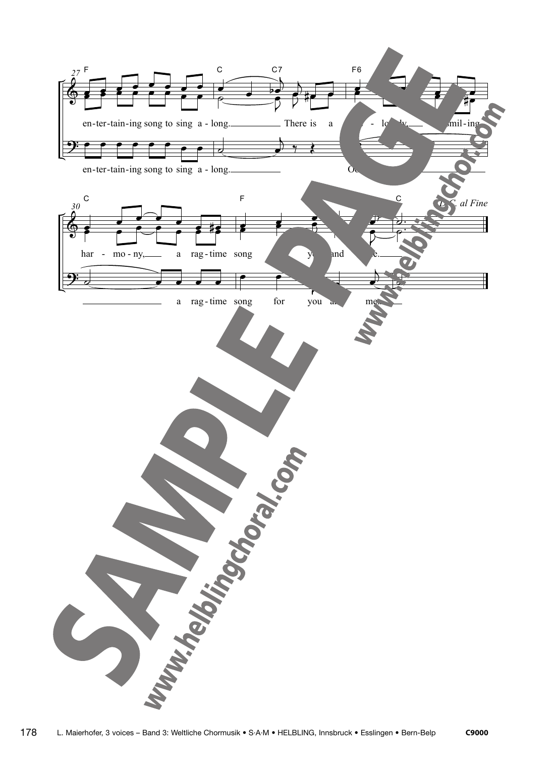27

F C C7 F6

en-ter-tain-ing song to sing a - long. There is a lo - ve - ly, smil - ing

en-ter-tain-ing song to sing a - long. Oo

30

C F C

*D.C. al Fine*

har - mo - ny, a rag - time song for you and me.

a rag - time song for you and me.